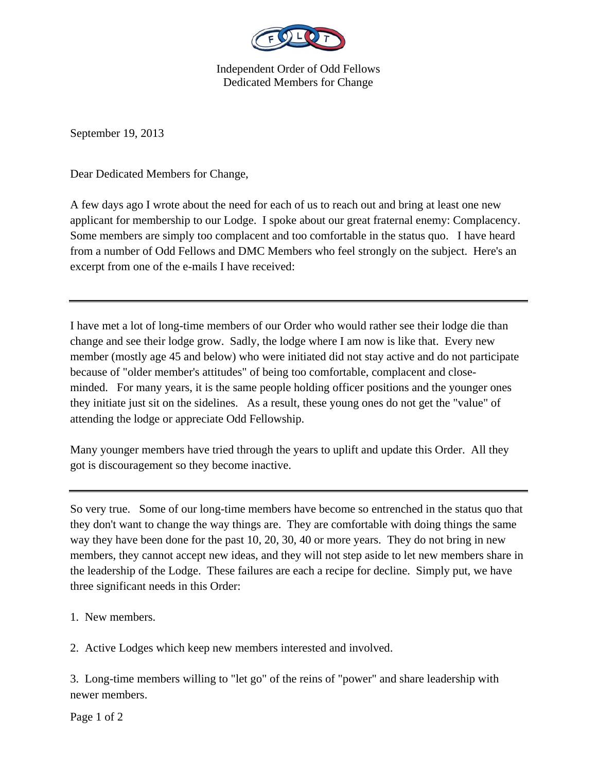Independent Order of Odd Fellows
Dedicated Members for Change

September 19, 2013

Dear Dedicated Members for Change,

A few days ago I wrote about the need for each of us to reach out and bring at least one new applicant for membership to our Lodge. I spoke about our great fraternal enemy: Complacency. Some members are simply too complacent and too comfortable in the status quo. I have heard from a number of Odd Fellows and DMC Members who feel strongly on the subject. Here's an excerpt from one of the e-mails I have received:

---

I have met a lot of long-time members of our Order who would rather see their lodge die than change and see their lodge grow. Sadly, the lodge where I am now is like that. Every new member (mostly age 45 and below) who were initiated did not stay active and do not participate because of "older member's attitudes" of being too comfortable, complacent and close-minded. For many years, it is the same people holding officer positions and the younger ones they initiate just sit on the sidelines. As a result, these young ones do not get the "value" of attending the lodge or appreciate Odd Fellowship.

Many younger members have tried through the years to uplift and update this Order. All they got is discouragement so they become inactive.

---

So very true. Some of our long-time members have become so entrenched in the status quo that they don't want to change the way things are. They are comfortable with doing things the same way they have been done for the past 10, 20, 30, 40 or more years. They do not bring in new members, they cannot accept new ideas, and they will not step aside to let new members share in the leadership of the Lodge. These failures are each a recipe for decline. Simply put, we have three significant needs in this Order:

1. New members.

2. Active Lodges which keep new members interested and involved.

3. Long-time members willing to "let go" of the reins of "power" and share leadership with newer members.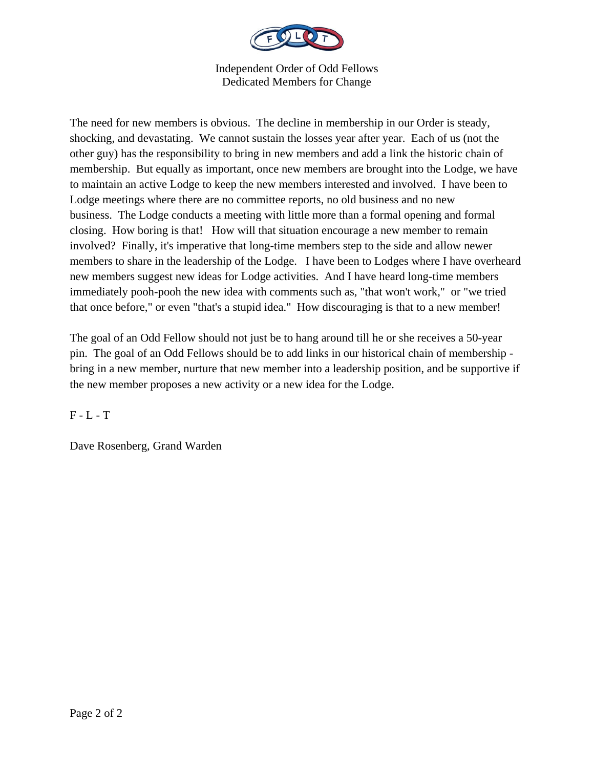Independent Order of Odd Fellows
Dedicated Members for Change

The need for new members is obvious. The decline in membership in our Order is steady, shocking, and devastating. We cannot sustain the losses year after year. Each of us (not the other guy) has the responsibility to bring in new members and add a link the historic chain of membership. But equally as important, once new members are brought into the Lodge, we have to maintain an active Lodge to keep the new members interested and involved. I have been to Lodge meetings where there are no committee reports, no old business and no new business. The Lodge conducts a meeting with little more than a formal opening and formal closing. How boring is that! How will that situation encourage a new member to remain involved? Finally, it's imperative that long-time members step to the side and allow newer members to share in the leadership of the Lodge. I have been to Lodges where I have overheard new members suggest new ideas for Lodge activities. And I have heard long-time members immediately pooh-pooh the new idea with comments such as, "that won't work," or "we tried that once before," or even "that's a stupid idea." How discouraging is that to a new member!

The goal of an Odd Fellow should not just be to hang around till he or she receives a 50-year pin. The goal of an Odd Fellows should be to add links in our historical chain of membership - bring in a new member, nurture that new member into a leadership position, and be supportive if the new member proposes a new activity or a new idea for the Lodge.

F - L - T

Dave Rosenberg, Grand Warden